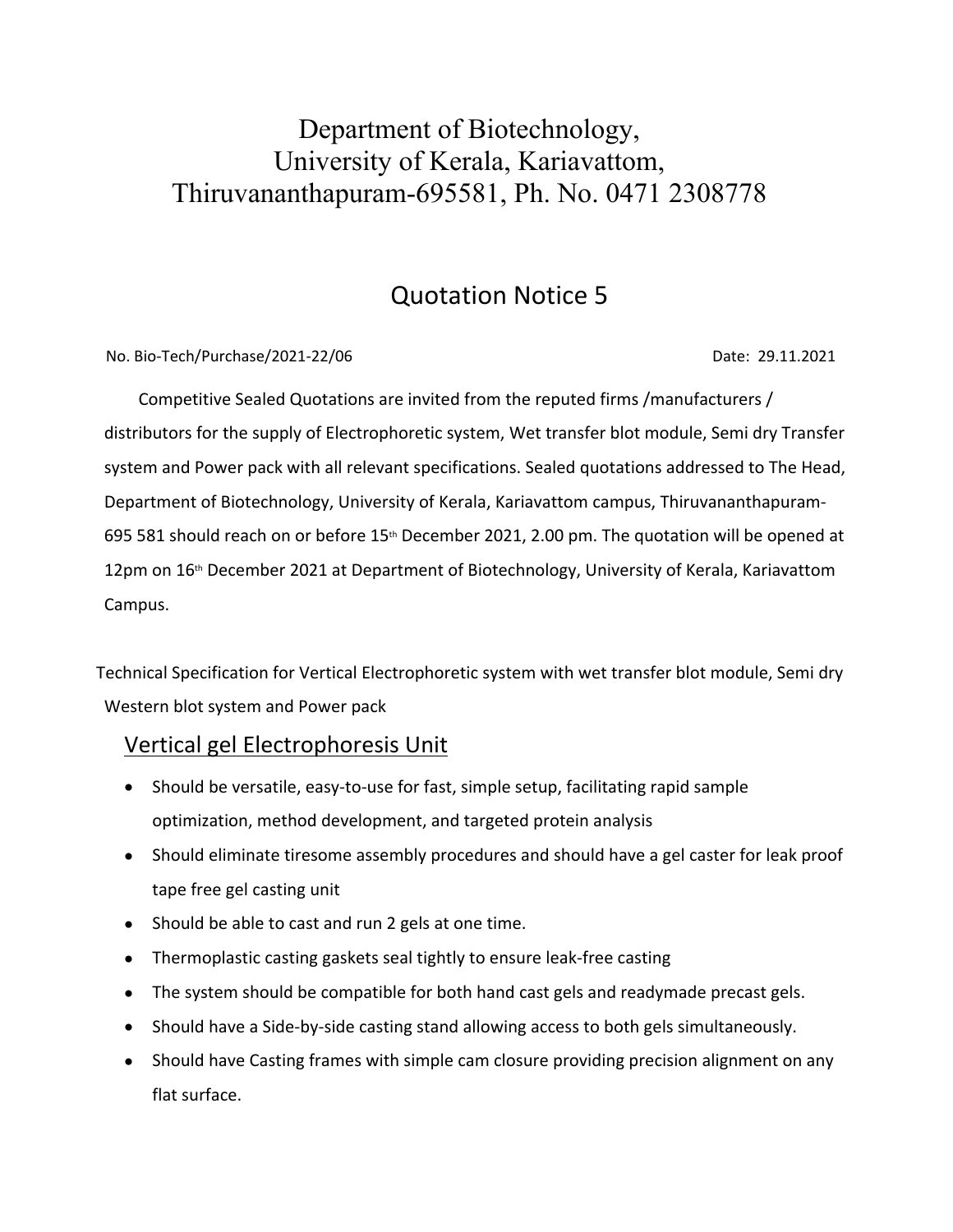# Department of Biotechnology,
# University of Kerala, Kariavattom,
# Thiruvananthapuram-695581, Ph. No. 0471 2308778

## Quotation Notice 5

No. Bio-Tech/Purchase/2021-22/06 Date: 29.11.2021

Competitive Sealed Quotations are invited from the reputed firms /manufacturers / distributors for the supply of Electrophoretic system, Wet transfer blot module, Semi dry Transfer system and Power pack with all relevant specifications. Sealed quotations addressed to The Head, Department of Biotechnology, University of Kerala, Kariavattom campus, Thiruvananthapuram-695 581 should reach on or before 15th December 2021, 2.00 pm. The quotation will be opened at 12pm on 16th December 2021 at Department of Biotechnology, University of Kerala, Kariavattom Campus.

Technical Specification for Vertical Electrophoretic system with wet transfer blot module, Semi dry Western blot system and Power pack

### Vertical gel Electrophoresis Unit

- Should be versatile, easy-to-use for fast, simple setup, facilitating rapid sample optimization, method development, and targeted protein analysis
- Should eliminate tiresome assembly procedures and should have a gel caster for leak proof tape free gel casting unit
- Should be able to cast and run 2 gels at one time.
- Thermoplastic casting gaskets seal tightly to ensure leak-free casting
- The system should be compatible for both hand cast gels and readymade precast gels.
- Should have a Side-by-side casting stand allowing access to both gels simultaneously.
- Should have Casting frames with simple cam closure providing precision alignment on any flat surface.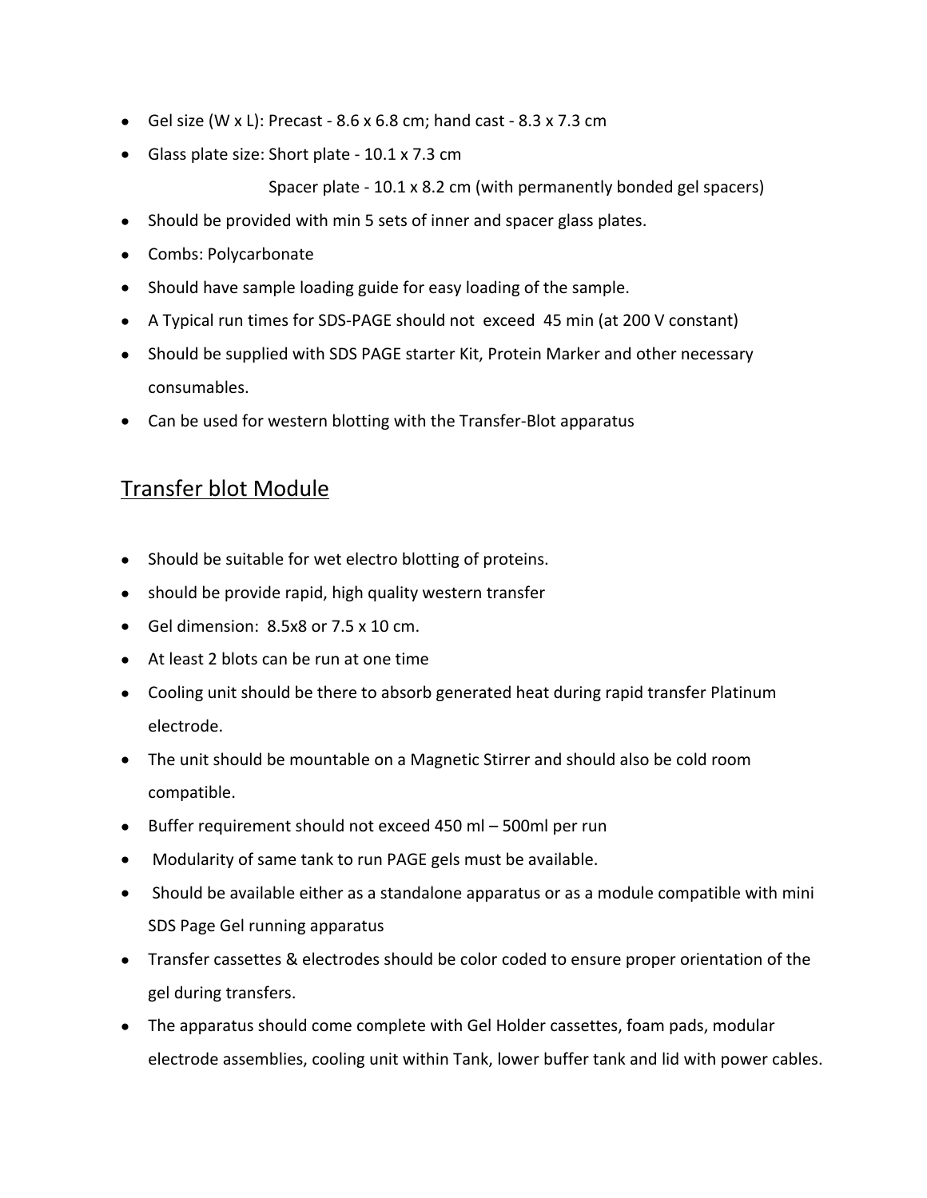- Gel size (W x L): Precast - 8.6 x 6.8 cm; hand cast - 8.3 x 7.3 cm
- Glass plate size: Short plate - 10.1 x 7.3 cm

  Spacer plate - 10.1 x 8.2 cm (with permanently bonded gel spacers)
- Should be provided with min 5 sets of inner and spacer glass plates.
- Combs: Polycarbonate
- Should have sample loading guide for easy loading of the sample.
- A Typical run times for SDS-PAGE should not exceed 45 min (at 200 V constant)
- Should be supplied with SDS PAGE starter Kit, Protein Marker and other necessary consumables.
- Can be used for western blotting with the Transfer-Blot apparatus

## Transfer blot Module

- Should be suitable for wet electro blotting of proteins.
- should be provide rapid, high quality western transfer
- Gel dimension: 8.5x8 or 7.5 x 10 cm.
- At least 2 blots can be run at one time
- Cooling unit should be there to absorb generated heat during rapid transfer Platinum electrode.
- The unit should be mountable on a Magnetic Stirrer and should also be cold room compatible.
- Buffer requirement should not exceed 450 ml – 500ml per run
- Modularity of same tank to run PAGE gels must be available.
- Should be available either as a standalone apparatus or as a module compatible with mini SDS Page Gel running apparatus
- Transfer cassettes & electrodes should be color coded to ensure proper orientation of the gel during transfers.
- The apparatus should come complete with Gel Holder cassettes, foam pads, modular electrode assemblies, cooling unit within Tank, lower buffer tank and lid with power cables.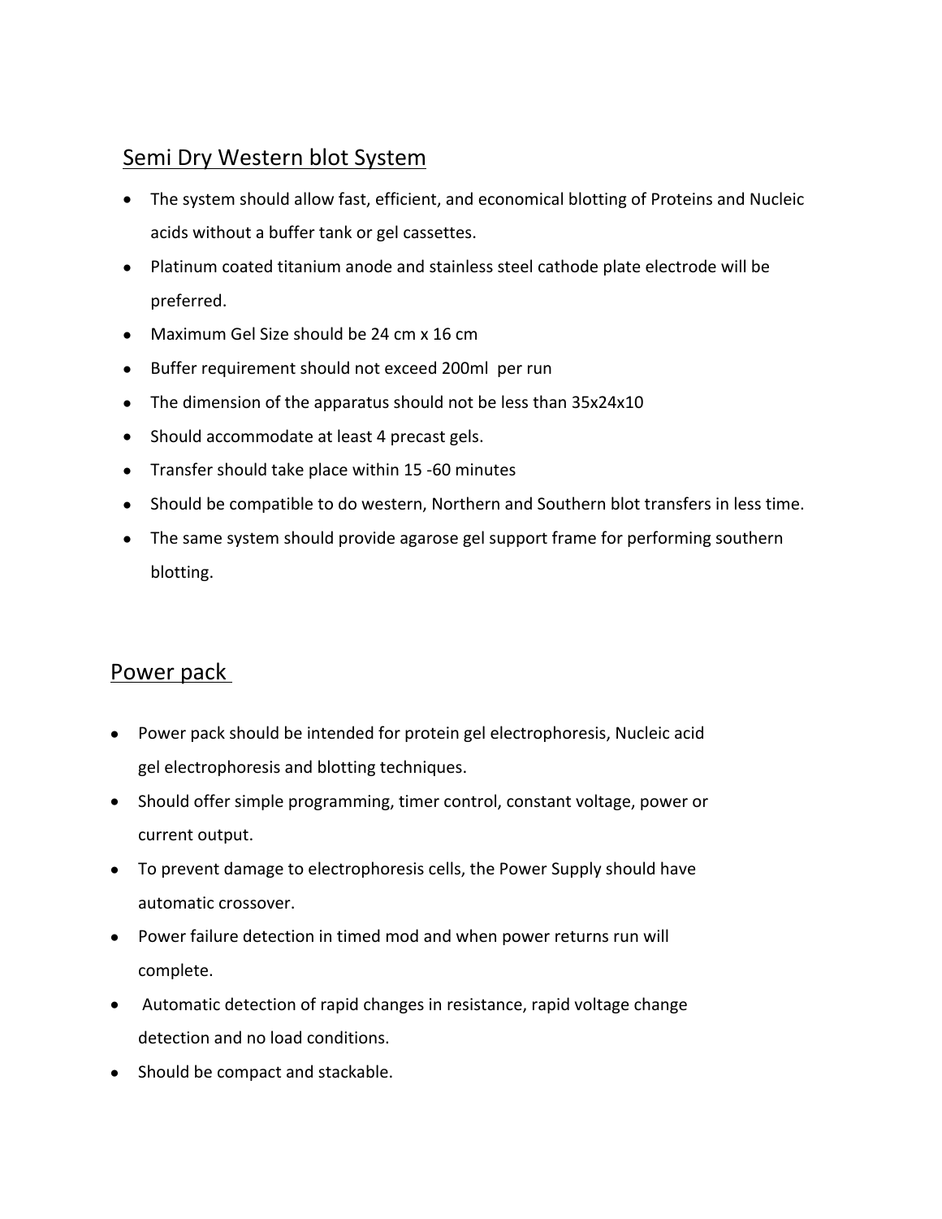## Semi Dry Western blot System

- The system should allow fast, efficient, and economical blotting of Proteins and Nucleic acids without a buffer tank or gel cassettes.
- Platinum coated titanium anode and stainless steel cathode plate electrode will be preferred.
- Maximum Gel Size should be 24 cm x 16 cm
- Buffer requirement should not exceed 200ml per run
- The dimension of the apparatus should not be less than 35x24x10
- Should accommodate at least 4 precast gels.
- Transfer should take place within 15 -60 minutes
- Should be compatible to do western, Northern and Southern blot transfers in less time.
- The same system should provide agarose gel support frame for performing southern blotting.

## Power pack

- Power pack should be intended for protein gel electrophoresis, Nucleic acid gel electrophoresis and blotting techniques.
- Should offer simple programming, timer control, constant voltage, power or current output.
- To prevent damage to electrophoresis cells, the Power Supply should have automatic crossover.
- Power failure detection in timed mod and when power returns run will complete.
- Automatic detection of rapid changes in resistance, rapid voltage change detection and no load conditions.
- Should be compact and stackable.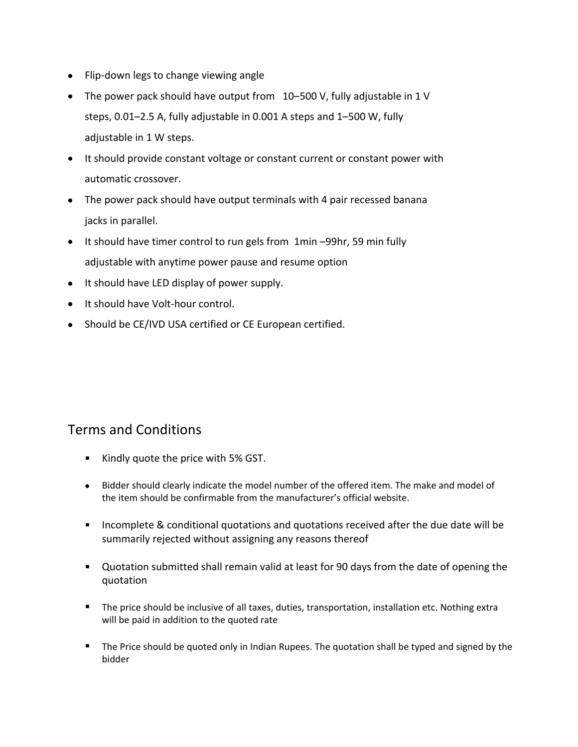- Flip-down legs to change viewing angle
- The power pack should have output from 10–500 V, fully adjustable in 1 V steps, 0.01–2.5 A, fully adjustable in 0.001 A steps and 1–500 W, fully adjustable in 1 W steps.
- It should provide constant voltage or constant current or constant power with automatic crossover.
- The power pack should have output terminals with 4 pair recessed banana jacks in parallel.
- It should have timer control to run gels from 1min –99hr, 59 min fully adjustable with anytime power pause and resume option
- It should have LED display of power supply.
- It should have Volt-hour control.
- Should be CE/IVD USA certified or CE European certified.

## Terms and Conditions

- Kindly quote the price with 5% GST.
- Bidder should clearly indicate the model number of the offered item. The make and model of the item should be confirmable from the manufacturer's official website.
- Incomplete & conditional quotations and quotations received after the due date will be summarily rejected without assigning any reasons thereof
- Quotation submitted shall remain valid at least for 90 days from the date of opening the quotation
- The price should be inclusive of all taxes, duties, transportation, installation etc. Nothing extra will be paid in addition to the quoted rate
- The Price should be quoted only in Indian Rupees. The quotation shall be typed and signed by the bidder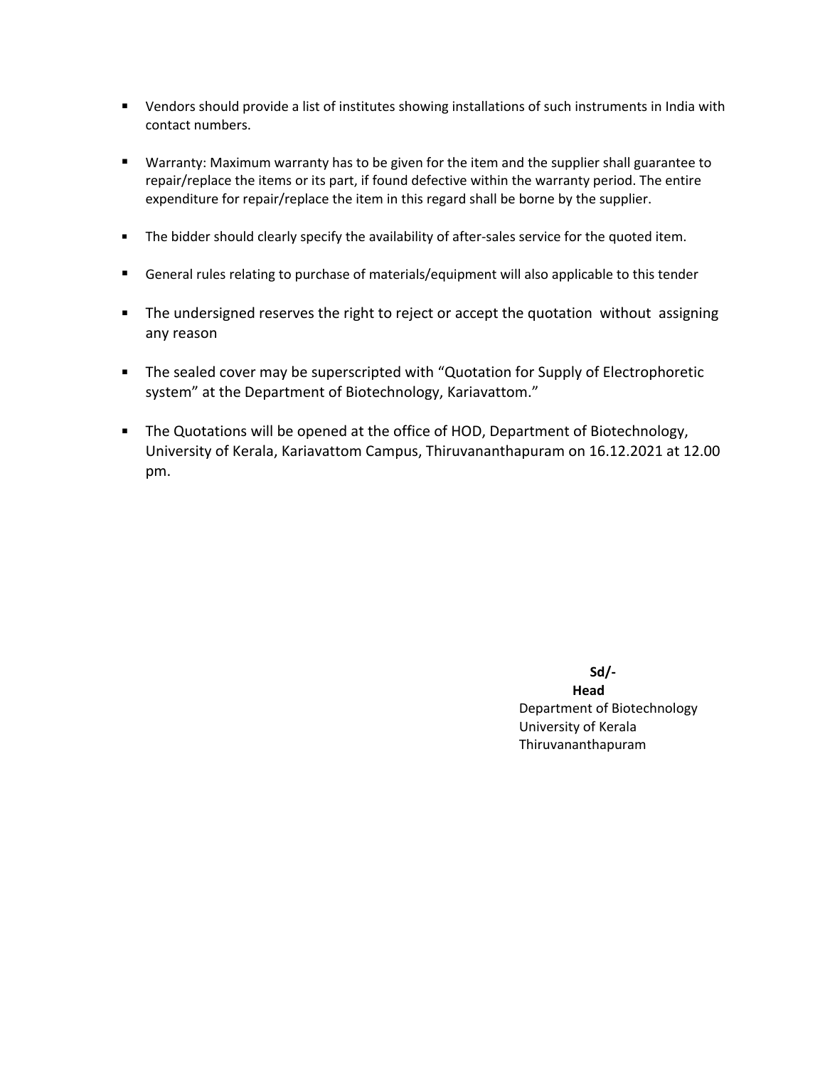- Vendors should provide a list of institutes showing installations of such instruments in India with contact numbers.

- Warranty: Maximum warranty has to be given for the item and the supplier shall guarantee to repair/replace the items or its part, if found defective within the warranty period. The entire expenditure for repair/replace the item in this regard shall be borne by the supplier.

- The bidder should clearly specify the availability of after-sales service for the quoted item.

- General rules relating to purchase of materials/equipment will also applicable to this tender

- The undersigned reserves the right to reject or accept the quotation without assigning any reason

- The sealed cover may be superscripted with "Quotation for Supply of Electrophoretic system" at the Department of Biotechnology, Kariavattom."

- The Quotations will be opened at the office of HOD, Department of Biotechnology, University of Kerala, Kariavattom Campus, Thiruvananthapuram on 16.12.2021 at 12.00 pm.

**Sd/-**

**Head**

Department of Biotechnology

University of Kerala

Thiruvananthapuram